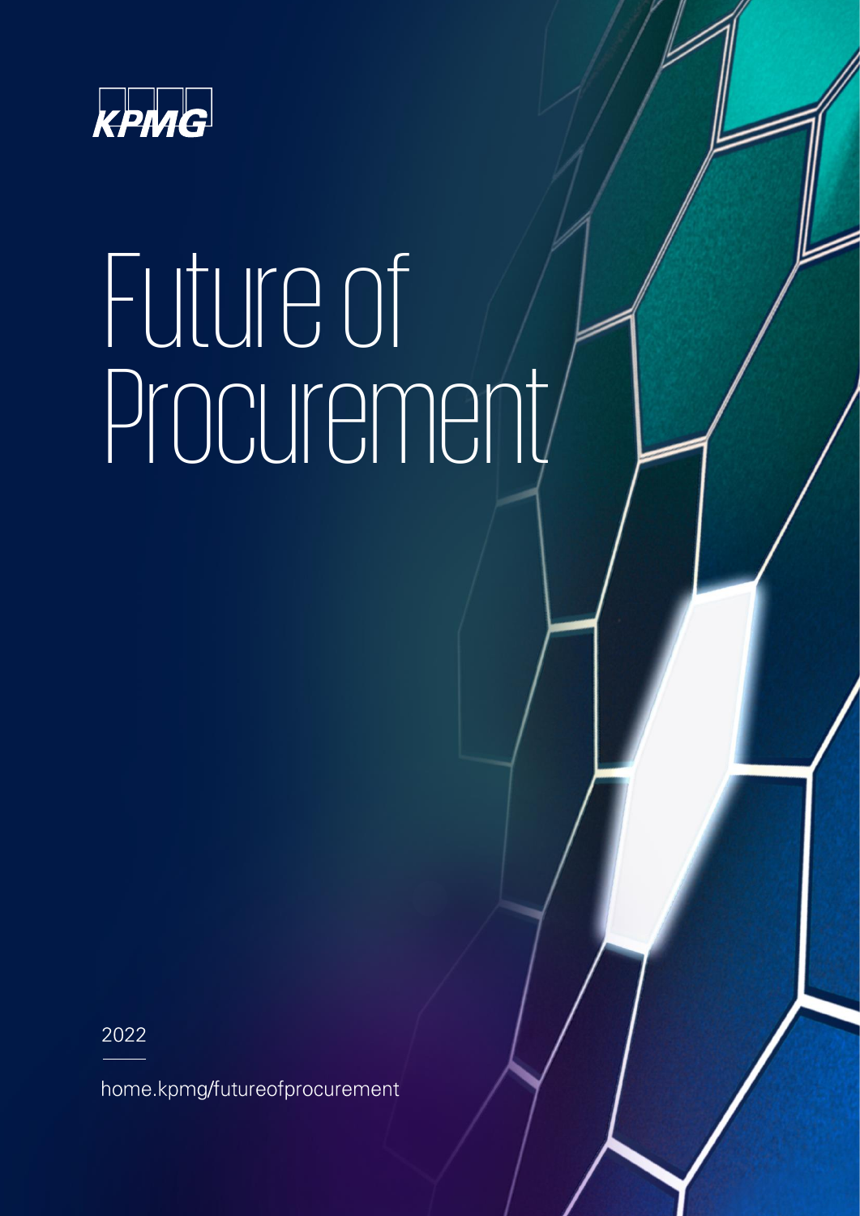KPMG

# Future of Procurement

2022

home.kpmg/futureofprocurement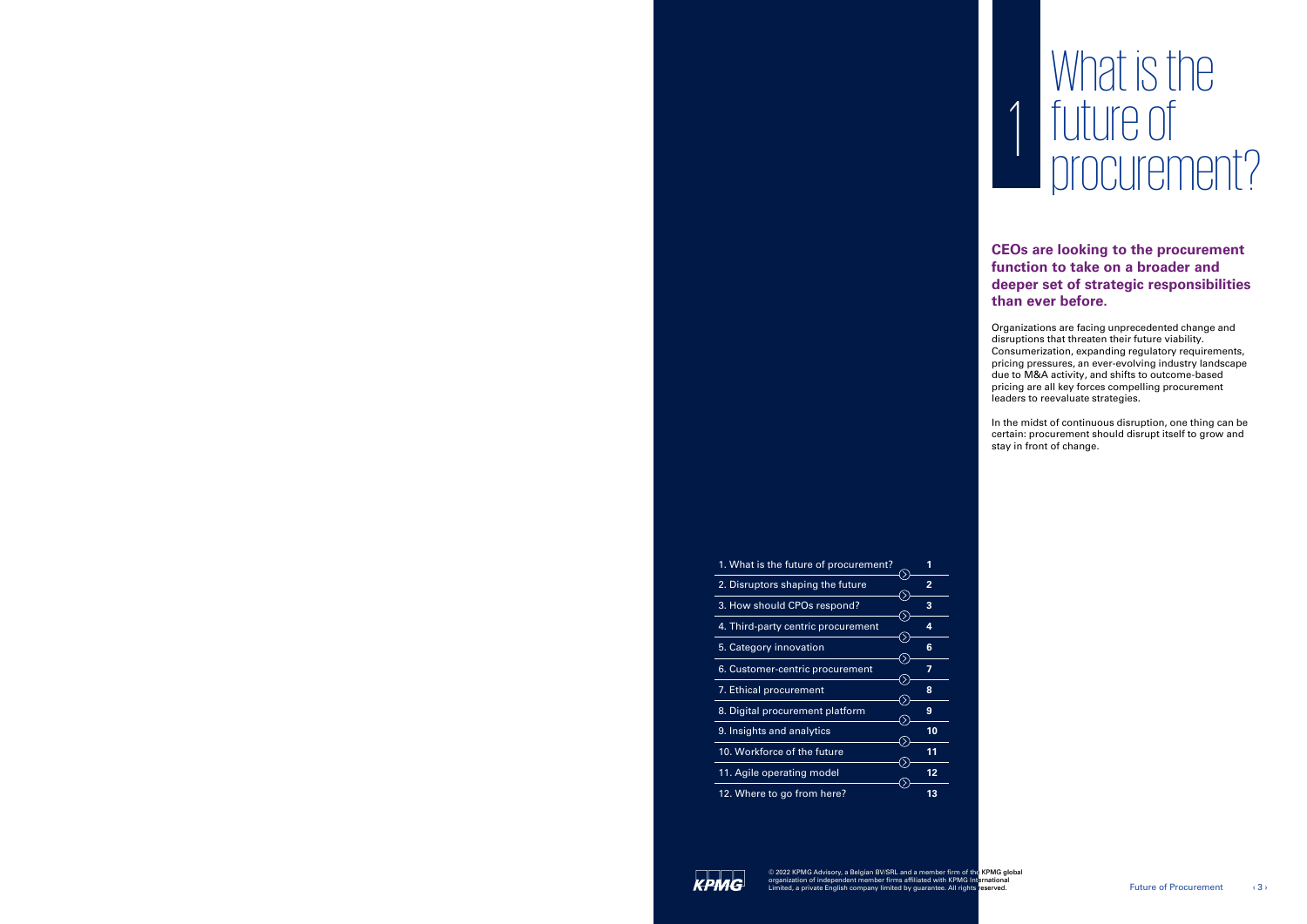# 1 What is the future of procurement?

**CEOs are looking to the procurement function to take on a broader and deeper set of strategic responsibilities than ever before.**

Organizations are facing unprecedented change and disruptions that threaten their future viability. Consumerization, expanding regulatory requirements, pricing pressures, an ever-evolving industry landscape due to M&A activity, and shifts to outcome-based pricing are all key forces compelling procurement leaders to reevaluate strategies.

In the midst of continuous disruption, one thing can be certain: procurement should disrupt itself to grow and stay in front of change.

| | |
|---|---|
| 1. What is the future of procurement? | 1 |
| 2. Disruptors shaping the future | 2 |
| 3. How should CPOs respond? | 3 |
| 4. Third-party centric procurement | 4 |
| 5. Category innovation | 6 |
| 6. Customer-centric procurement | 7 |
| 7. Ethical procurement | 8 |
| 8. Digital procurement platform | 9 |
| 9. Insights and analytics | 10 |
| 10. Workforce of the future | 11 |
| 11. Agile operating model | 12 |
| 12. Where to go from here? | 13 |

© 2022 KPMG Advisory, a Belgian BV/SRL and a member firm of the KPMG global organization of independent member firms affiliated with KPMG International Limited, a private English company limited by guarantee. All rights reserved.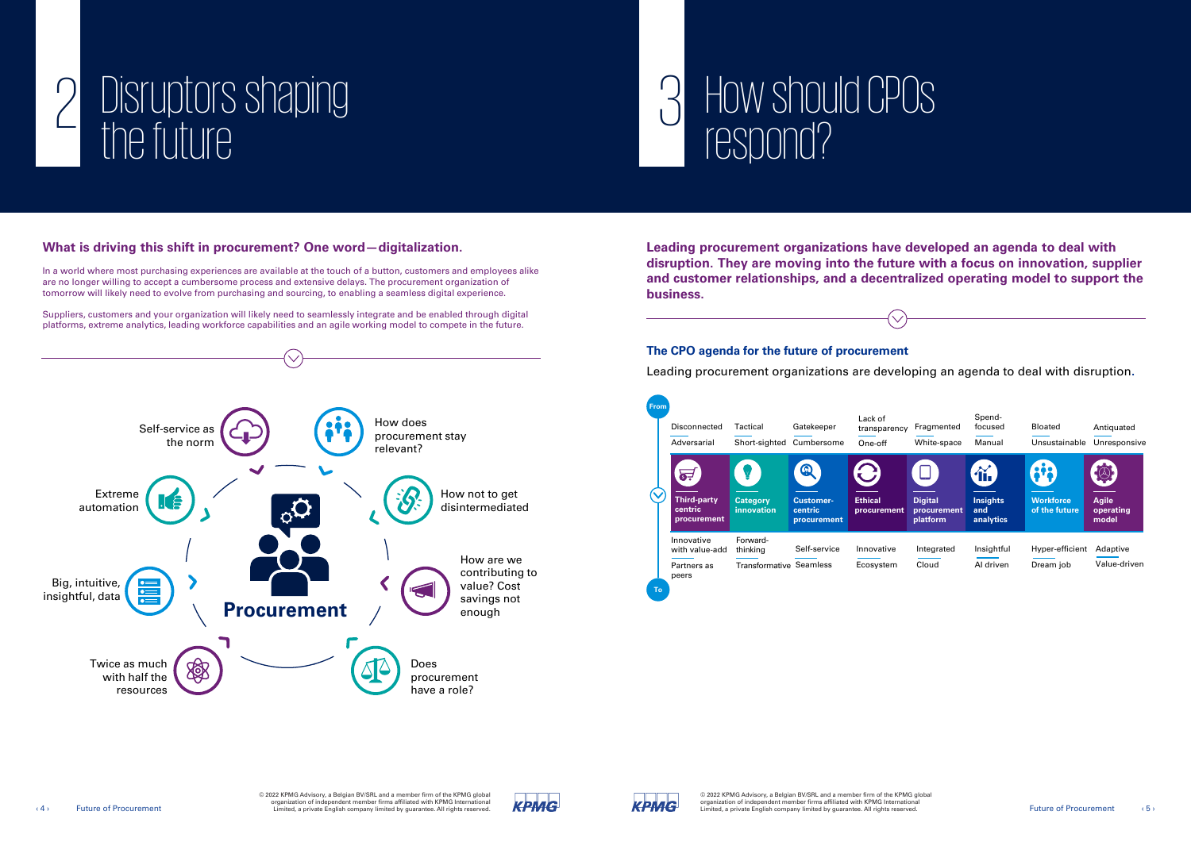# 2 Disruptors shaping the future

### What is driving this shift in procurement? One word—digitalization.

In a world where most purchasing experiences are available at the touch of a button, customers and employees alike are no longer willing to accept a cumbersome process and extensive delays. The procurement organization of tomorrow will likely need to evolve from purchasing and sourcing, to enabling a seamless digital experience.

Suppliers, customers and your organization will likely need to seamlessly integrate and be enabled through digital platforms, extreme analytics, leading workforce capabilities and an agile working model to compete in the future.

**Procurement**

- Self-service as the norm
- How does procurement stay relevant?
- Extreme automation
- How not to get disintermediated
- Big, intuitive, insightful, data
- How are we contributing to value? Cost savings not enough
- Twice as much with half the resources
- Does procurement have a role?

# 3 How should CPOs respond?

**Leading procurement organizations have developed an agenda to deal with disruption. They are moving into the future with a focus on innovation, supplier and customer relationships, and a decentralized operating model to support the business.**

### The CPO agenda for the future of procurement

Leading procurement organizations are developing an agenda to deal with disruption.

| | Third-party centric procurement | Category innovation | Customer-centric procurement | Ethical procurement | Digital procurement platform | Insights and analytics | Workforce of the future | Agile operating model |
|---|---|---|---|---|---|---|---|---|
| From | Disconnected | Tactical | Gatekeeper | Lack of transparency | Fragmented | Spend-focused | Bloated | Antiquated |
| From | Adversarial | Short-sighted | Cumbersome | One-off | White-space | Manual | Unsustainable | Unresponsive |
| To | Innovative with value-add | Forward-thinking | Self-service | Innovative | Integrated | Insightful | Hyper-efficient | Adaptive |
| To | Partners as peers | Transformative | Seamless | Ecosystem | Cloud | AI driven | Dream job | Value-driven |

© 2022 KPMG Advisory, a Belgian BV/SRL and a member firm of the KPMG global organization of independent member firms affiliated with KPMG International Limited, a private English company limited by guarantee. All rights reserved.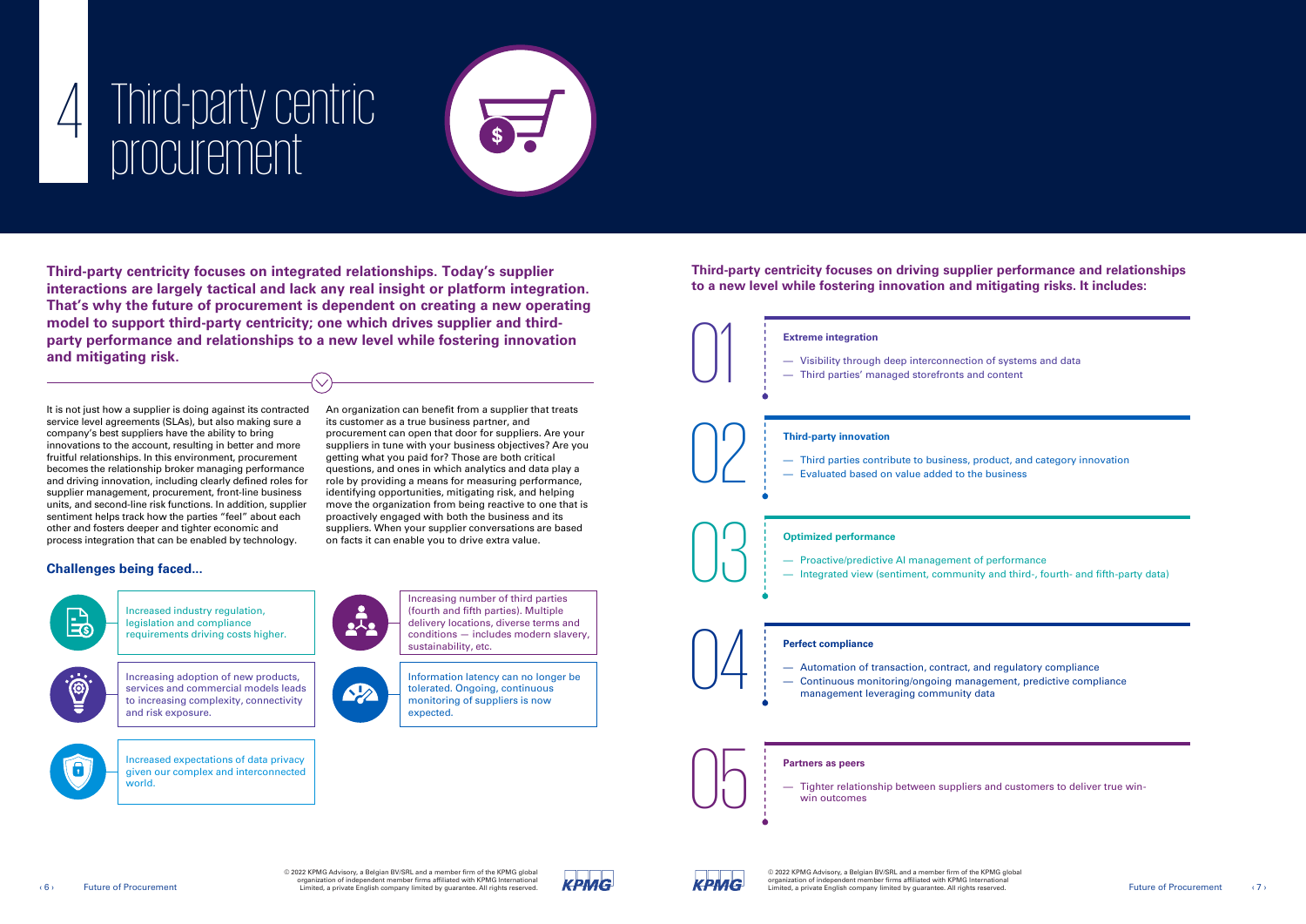# 4 Third-party centric procurement

**Third-party centricity focuses on integrated relationships. Today's supplier interactions are largely tactical and lack any real insight or platform integration. That's why the future of procurement is dependent on creating a new operating model to support third-party centricity; one which drives supplier and third-party performance and relationships to a new level while fostering innovation and mitigating risk.**

It is not just how a supplier is doing against its contracted service level agreements (SLAs), but also making sure a company's best suppliers have the ability to bring innovations to the account, resulting in better and more fruitful relationships. In this environment, procurement becomes the relationship broker managing performance and driving innovation, including clearly defined roles for supplier management, procurement, front-line business units, and second-line risk functions. In addition, supplier sentiment helps track how the parties "feel" about each other and fosters deeper and tighter economic and process integration that can be enabled by technology.

An organization can benefit from a supplier that treats its customer as a true business partner, and procurement can open that door for suppliers. Are your suppliers in tune with your business objectives? Are you getting what you paid for? Those are both critical questions, and ones in which analytics and data play a role by providing a means for measuring performance, identifying opportunities, mitigating risk, and helping move the organization from being reactive to one that is proactively engaged with both the business and its suppliers. When your supplier conversations are based on facts it can enable you to drive extra value.

## Challenges being faced...

- Increased industry regulation, legislation and compliance requirements driving costs higher.
- Increasing adoption of new products, services and commercial models leads to increasing complexity, connectivity and risk exposure.
- Increased expectations of data privacy given our complex and interconnected world.
- Increasing number of third parties (fourth and fifth parties). Multiple delivery locations, diverse terms and conditions — includes modern slavery, sustainability, etc.
- Information latency can no longer be tolerated. Ongoing, continuous monitoring of suppliers is now expected.

**Third-party centricity focuses on driving supplier performance and relationships to a new level while fostering innovation and mitigating risks. It includes:**

### 01 Extreme integration

- Visibility through deep interconnection of systems and data
- Third parties' managed storefronts and content

### 02 Third-party innovation

- Third parties contribute to business, product, and category innovation
- Evaluated based on value added to the business

### 03 Optimized performance

- Proactive/predictive AI management of performance
- Integrated view (sentiment, community and third-, fourth- and fifth-party data)

### 04 Perfect compliance

- Automation of transaction, contract, and regulatory compliance
- Continuous monitoring/ongoing management, predictive compliance management leveraging community data

### 05 Partners as peers

- Tighter relationship between suppliers and customers to deliver true win-win outcomes

© 2022 KPMG Advisory, a Belgian BV/SRL and a member firm of the KPMG global organization of independent member firms affiliated with KPMG International Limited, a private English company limited by guarantee. All rights reserved.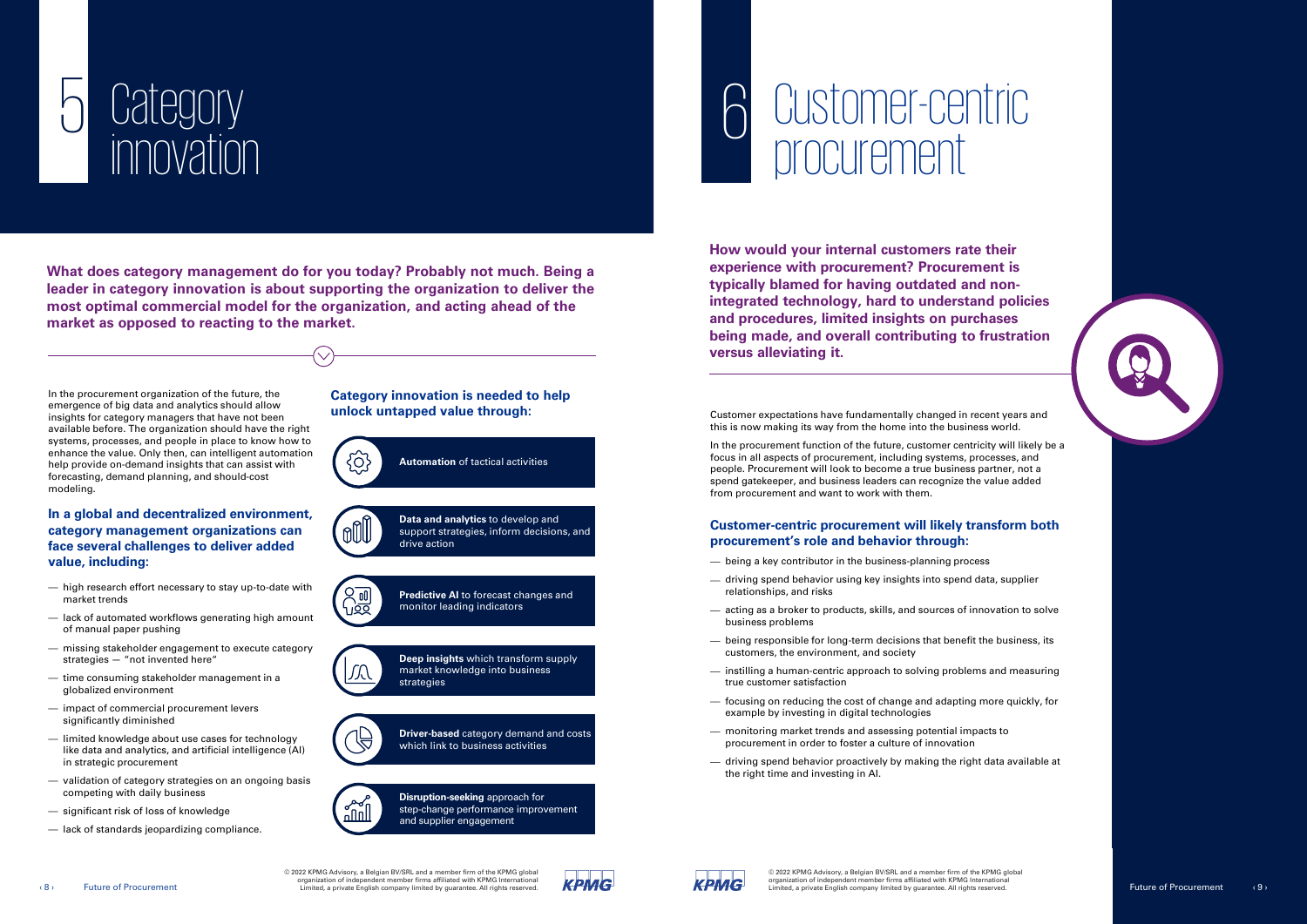# 5 Category innovation

**What does category management do for you today? Probably not much. Being a leader in category innovation is about supporting the organization to deliver the most optimal commercial model for the organization, and acting ahead of the market as opposed to reacting to the market.**

In the procurement organization of the future, the emergence of big data and analytics should allow insights for category managers that have not been available before. The organization should have the right systems, processes, and people in place to know how to enhance the value. Only then, can intelligent automation help provide on-demand insights that can assist with forecasting, demand planning, and should-cost modeling.

### In a global and decentralized environment, category management organizations can face several challenges to deliver added value, including:

- high research effort necessary to stay up-to-date with market trends
- lack of automated workflows generating high amount of manual paper pushing
- missing stakeholder engagement to execute category strategies — "not invented here"
- time consuming stakeholder management in a globalized environment
- impact of commercial procurement levers significantly diminished
- limited knowledge about use cases for technology like data and analytics, and artificial intelligence (AI) in strategic procurement
- validation of category strategies on an ongoing basis competing with daily business
- significant risk of loss of knowledge
- lack of standards jeopardizing compliance.

### Category innovation is needed to help unlock untapped value through:

- **Automation** of tactical activities
- **Data and analytics** to develop and support strategies, inform decisions, and drive action
- **Predictive AI** to forecast changes and monitor leading indicators
- **Deep insights** which transform supply market knowledge into business strategies
- **Driver-based** category demand and costs which link to business activities
- **Disruption-seeking** approach for step-change performance improvement and supplier engagement

# 6 Customer-centric procurement

**How would your internal customers rate their experience with procurement? Procurement is typically blamed for having outdated and non-integrated technology, hard to understand policies and procedures, limited insights on purchases being made, and overall contributing to frustration versus alleviating it.**

Customer expectations have fundamentally changed in recent years and this is now making its way from the home into the business world.

In the procurement function of the future, customer centricity will likely be a focus in all aspects of procurement, including systems, processes, and people. Procurement will look to become a true business partner, not a spend gatekeeper, and business leaders can recognize the value added from procurement and want to work with them.

### Customer-centric procurement will likely transform both procurement's role and behavior through:

- being a key contributor in the business-planning process
- driving spend behavior using key insights into spend data, supplier relationships, and risks
- acting as a broker to products, skills, and sources of innovation to solve business problems
- being responsible for long-term decisions that benefit the business, its customers, the environment, and society
- instilling a human-centric approach to solving problems and measuring true customer satisfaction
- focusing on reducing the cost of change and adapting more quickly, for example by investing in digital technologies
- monitoring market trends and assessing potential impacts to procurement in order to foster a culture of innovation
- driving spend behavior proactively by making the right data available at the right time and investing in AI.

© 2022 KPMG Advisory, a Belgian BV/SRL and a member firm of the KPMG global organization of independent member firms affiliated with KPMG International Limited, a private English company limited by guarantee. All rights reserved.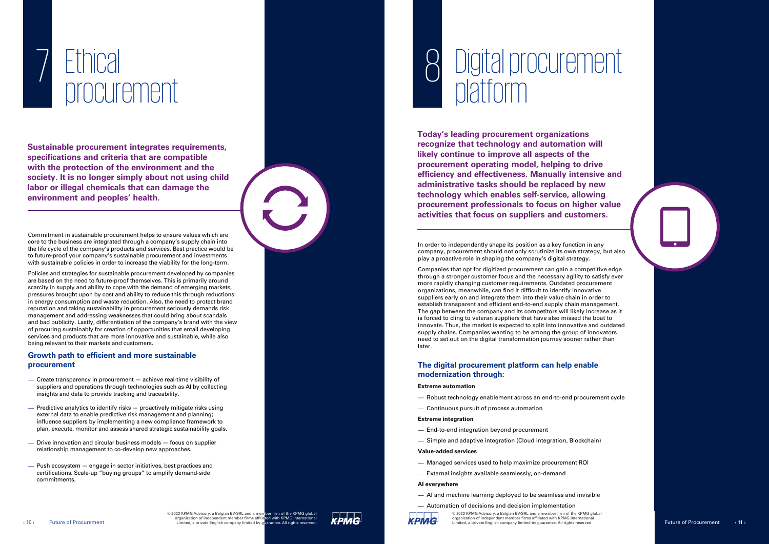# 7 Ethical procurement

**Sustainable procurement integrates requirements, specifications and criteria that are compatible with the protection of the environment and the society. It is no longer simply about not using child labor or illegal chemicals that can damage the environment and peoples' health.**

Commitment in sustainable procurement helps to ensure values which are core to the business are integrated through a company's supply chain into the life cycle of the company's products and services. Best practice would be to future-proof your company's sustainable procurement and investments with sustainable policies in order to increase the viability for the long-term.

Policies and strategies for sustainable procurement developed by companies are based on the need to future-proof themselves. This is primarily around scarcity in supply and ability to cope with the demand of emerging markets, pressures brought upon by cost and ability to reduce this through reductions in energy consumption and waste reduction. Also, the need to protect brand reputation and taking sustainability in procurement seriously demands risk management and addressing weaknesses that could bring about scandals and bad publicity. Lastly, differentiation of the company's brand with the view of procuring sustainably for creation of opportunities that entail developing services and products that are more innovative and sustainable, while also being relevant to their markets and customers.

### Growth path to efficient and more sustainable procurement

- Create transparency in procurement — achieve real-time visibility of suppliers and operations through technologies such as AI by collecting insights and data to provide tracking and traceability.
- Predictive analytics to identify risks — proactively mitigate risks using external data to enable predictive risk management and planning; influence suppliers by implementing a new compliance framework to plan, execute, monitor and assess shared strategic sustainability goals.
- Drive innovation and circular business models — focus on supplier relationship management to co-develop new approaches.
- Push ecosystem — engage in sector initiatives, best practices and certifications. Scale-up "buying groups" to amplify demand-side commitments.

# 8 Digital procurement platform

**Today's leading procurement organizations recognize that technology and automation will likely continue to improve all aspects of the procurement operating model, helping to drive efficiency and effectiveness. Manually intensive and administrative tasks should be replaced by new technology which enables self-service, allowing procurement professionals to focus on higher value activities that focus on suppliers and customers.**

In order to independently shape its position as a key function in any company, procurement should not only scrutinize its own strategy, but also play a proactive role in shaping the company's digital strategy.

Companies that opt for digitized procurement can gain a competitive edge through a stronger customer focus and the necessary agility to satisfy ever more rapidly changing customer requirements. Outdated procurement organizations, meanwhile, can find it difficult to identify innovative suppliers early on and integrate them into their value chain in order to establish transparent and efficient end-to-end supply chain management. The gap between the company and its competitors will likely increase as it is forced to cling to veteran suppliers that have also missed the boat to innovate. Thus, the market is expected to split into innovative and outdated supply chains. Companies wanting to be among the group of innovators need to set out on the digital transformation journey sooner rather than later.

### The digital procurement platform can help enable modernization through:

**Extreme automation**

- Robust technology enablement across an end-to-end procurement cycle
- Continuous pursuit of process automation

**Extreme integration**

- End-to-end integration beyond procurement
- Simple and adaptive integration (Cloud integration, Blockchain)

**Value-added services**

- Managed services used to help maximize procurement ROI
- External insights available seamlessly, on-demand

**AI everywhere**

- AI and machine learning deployed to be seamless and invisible
- Automation of decisions and decision implementation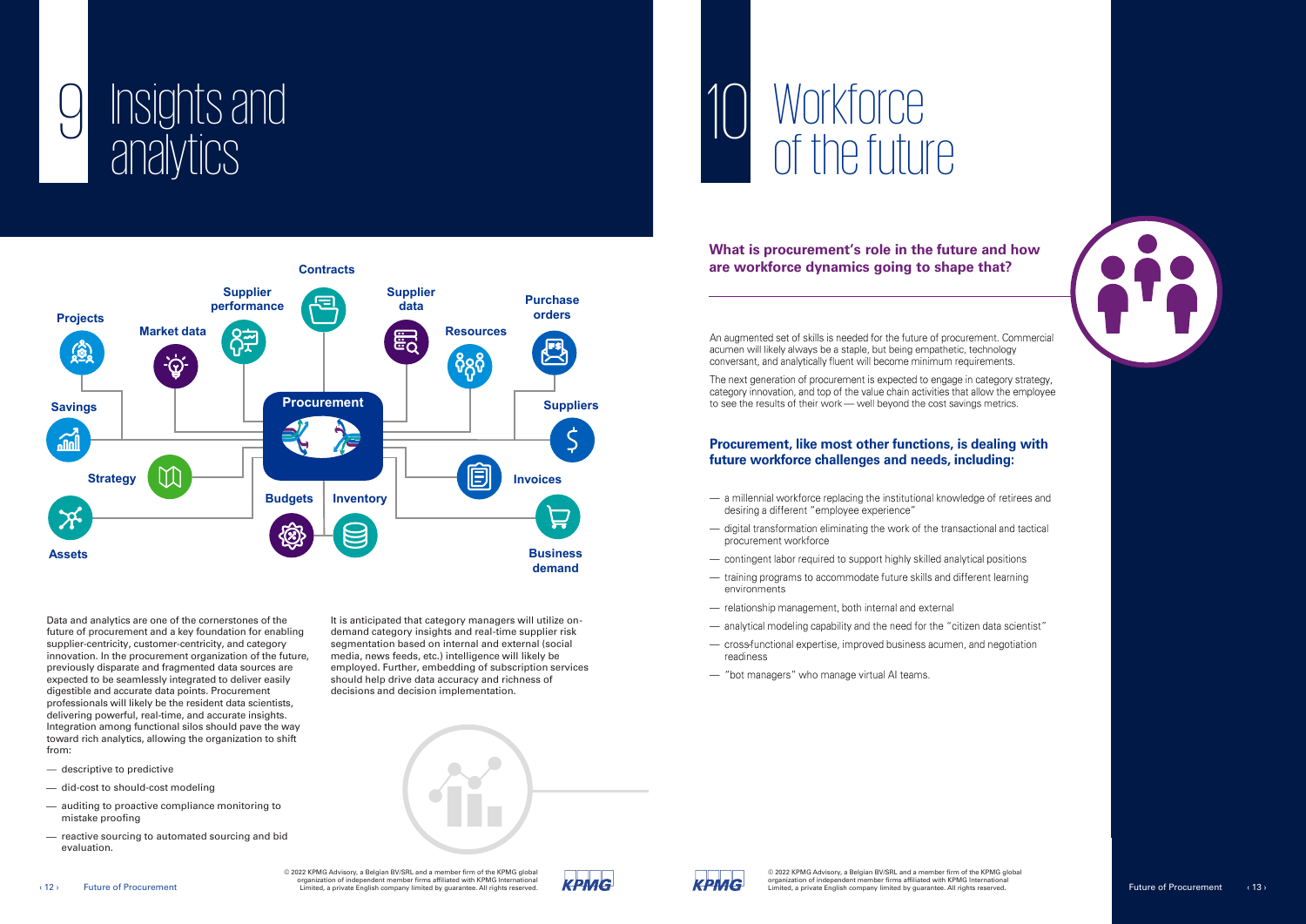# 9 Insights and analytics

Contracts

Supplier performance

Supplier data

Purchase orders

Projects

Market data

Resources

Savings

Procurement

Suppliers

Strategy

Invoices

Budgets

Inventory

Assets

Business demand

Data and analytics are one of the cornerstones of the future of procurement and a key foundation for enabling supplier-centricity, customer-centricity, and category innovation. In the procurement organization of the future, previously disparate and fragmented data sources are expected to be seamlessly integrated to deliver easily digestible and accurate data points. Procurement professionals will likely be the resident data scientists, delivering powerful, real-time, and accurate insights. Integration among functional silos should pave the way toward rich analytics, allowing the organization to shift from:

- descriptive to predictive
- did-cost to should-cost modeling
- auditing to proactive compliance monitoring to mistake proofing
- reactive sourcing to automated sourcing and bid evaluation.

It is anticipated that category managers will utilize on-demand category insights and real-time supplier risk segmentation based on internal and external (social media, news feeds, etc.) intelligence will likely be employed. Further, embedding of subscription services should help drive data accuracy and richness of decisions and decision implementation.

# 10 Workforce of the future

### What is procurement's role in the future and how are workforce dynamics going to shape that?

An augmented set of skills is needed for the future of procurement. Commercial acumen will likely always be a staple, but being empathetic, technology conversant, and analytically fluent will become minimum requirements.

The next generation of procurement is expected to engage in category strategy, category innovation, and top of the value chain activities that allow the employee to see the results of their work — well beyond the cost savings metrics.

### Procurement, like most other functions, is dealing with future workforce challenges and needs, including:

- a millennial workforce replacing the institutional knowledge of retirees and desiring a different "employee experience"
- digital transformation eliminating the work of the transactional and tactical procurement workforce
- contingent labor required to support highly skilled analytical positions
- training programs to accommodate future skills and different learning environments
- relationship management, both internal and external
- analytical modeling capability and the need for the "citizen data scientist"
- cross-functional expertise, improved business acumen, and negotiation readiness
- "bot managers" who manage virtual AI teams.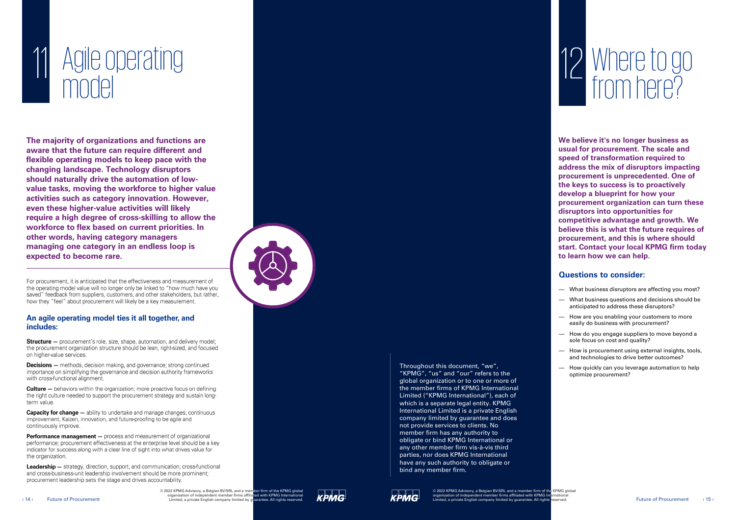# 11 Agile operating model

**The majority of organizations and functions are aware that the future can require different and flexible operating models to keep pace with the changing landscape. Technology disruptors should naturally drive the automation of low-value tasks, moving the workforce to higher value activities such as category innovation. However, even these higher-value activities will likely require a high degree of cross-skilling to allow the workforce to flex based on current priorities. In other words, having category managers managing one category in an endless loop is expected to become rare.**

For procurement, it is anticipated that the effectiveness and measurement of the operating model value will no longer only be linked to "how much have you saved" feedback from suppliers, customers, and other stakeholders, but rather, how they "feel" about procurement will likely be a key measurement.

### An agile operating model ties it all together, and includes:

**Structure —** procurement's role, size, shape, automation, and delivery model; the procurement organization structure should be lean, right-sized, and focused on higher-value services.

**Decisions —** methods, decision making, and governance; strong continued importance on simplifying the governance and decision authority frameworks with cross-functional alignment.

**Culture —** behaviors within the organization; more proactive focus on defining the right culture needed to support the procurement strategy and sustain long-term value.

**Capacity for change —** ability to undertake and manage changes; continuous improvement, Kaizen, innovation, and future-proofing to be agile and continuously improve.

**Performance management —** process and measurement of organizational performance; procurement effectiveness at the enterprise level should be a key indicator for success along with a clear line of sight into what drives value for the organization.

**Leadership —** strategy, direction, support, and communication; cross-functional and cross-business-unit leadership involvement should be more prominent; procurement leadership sets the stage and drives accountability.

Throughout this document, "we", "KPMG", "us" and "our" refers to the global organization or to one or more of the member firms of KPMG International Limited ("KPMG International"), each of which is a separate legal entity. KPMG International Limited is a private English company limited by guarantee and does not provide services to clients. No member firm has any authority to obligate or bind KPMG International or any other member firm vis-à-vis third parties, nor does KPMG International have any such authority to obligate or bind any member firm.

# 12 Where to go from here?

**We believe it's no longer business as usual for procurement. The scale and speed of transformation required to address the mix of disruptors impacting procurement is unprecedented. One of the keys to success is to proactively develop a blueprint for how your procurement organization can turn these disruptors into opportunities for competitive advantage and growth. We believe this is what the future requires of procurement, and this is where should start. Contact your local KPMG firm today to learn how we can help.**

### Questions to consider:

- What business disruptors are affecting you most?
- What business questions and decisions should be anticipated to address these disruptors?
- How are you enabling your customers to more easily do business with procurement?
- How do you engage suppliers to move beyond a sole focus on cost and quality?
- How is procurement using external insights, tools, and technologies to drive better outcomes?
- How quickly can you leverage automation to help optimize procurement?

© 2022 KPMG Advisory, a Belgian BV/SRL and a member firm of the KPMG global organization of independent member firms affiliated with KPMG International Limited, a private English company limited by guarantee. All rights reserved.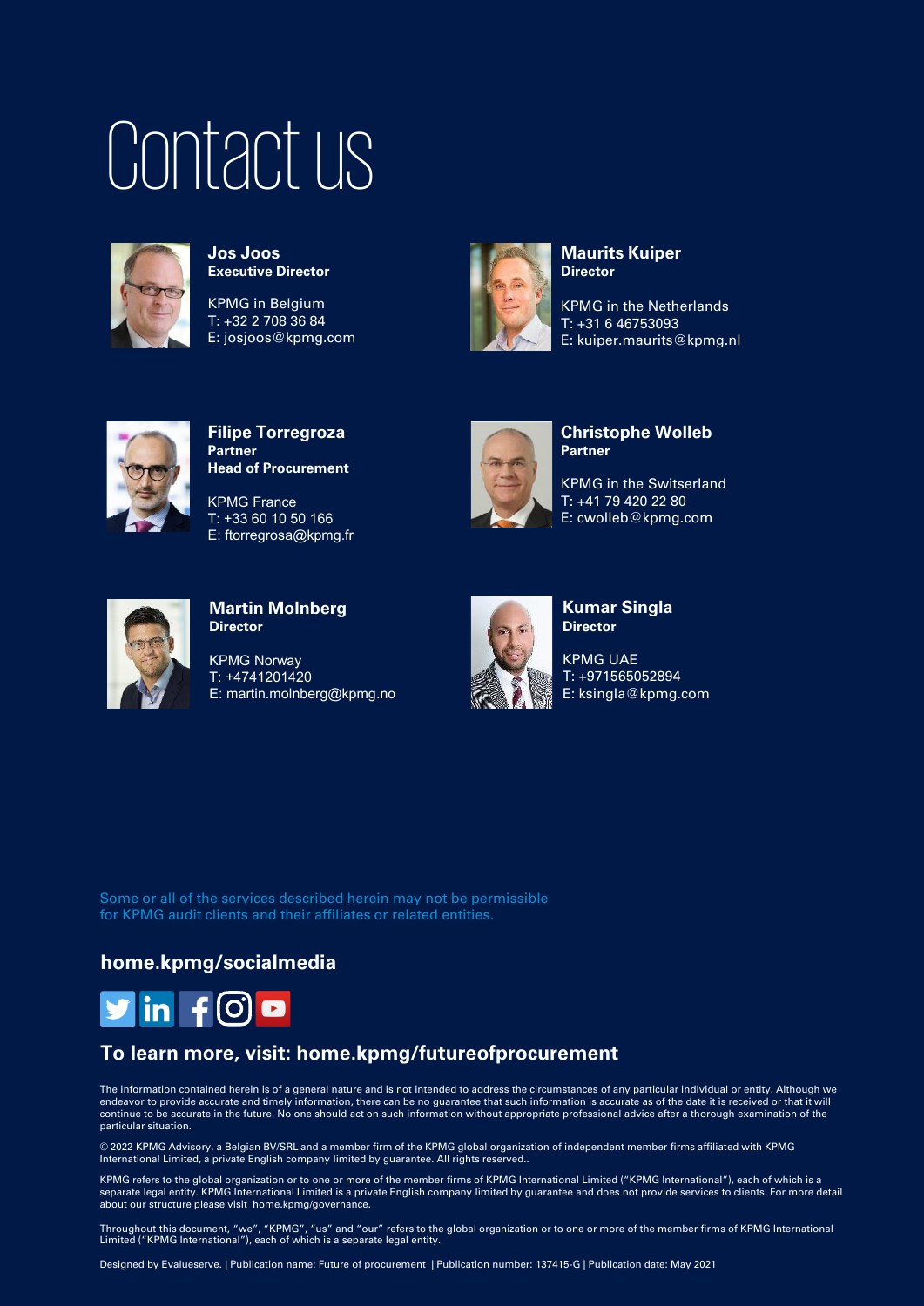# Contact us

**Jos Joos**
**Executive Director**

KPMG in Belgium
T: +32 2 708 36 84
E: josjoos@kpmg.com

**Maurits Kuiper**
**Director**

KPMG in the Netherlands
T: +31 6 46753093
E: kuiper.maurits@kpmg.nl

**Filipe Torregroza**
**Partner**
**Head of Procurement**

KPMG France
T: +33 60 10 50 166
E: ftorregrosa@kpmg.fr

**Christophe Wolleb**
**Partner**

KPMG in the Switserland
T: +41 79 420 22 80
E: cwolleb@kpmg.com

**Martin Molnberg**
**Director**

KPMG Norway
T: +4741201420
E: martin.molnberg@kpmg.no

**Kumar Singla**
**Director**

KPMG UAE
T: +971565052894
E: ksingla@kpmg.com

Some or all of the services described herein may not be permissible for KPMG audit clients and their affiliates or related entities.

**home.kpmg/socialmedia**

**To learn more, visit: home.kpmg/futureofprocurement**

The information contained herein is of a general nature and is not intended to address the circumstances of any particular individual or entity. Although we endeavor to provide accurate and timely information, there can be no guarantee that such information is accurate as of the date it is received or that it will continue to be accurate in the future. No one should act on such information without appropriate professional advice after a thorough examination of the particular situation.

© 2022 KPMG Advisory, a Belgian BV/SRL and a member firm of the KPMG global organization of independent member firms affiliated with KPMG International Limited, a private English company limited by guarantee. All rights reserved..

KPMG refers to the global organization or to one or more of the member firms of KPMG International Limited ("KPMG International"), each of which is a separate legal entity. KPMG International Limited is a private English company limited by guarantee and does not provide services to clients. For more detail about our structure please visit home.kpmg/governance.

Throughout this document, "we", "KPMG", "us" and "our" refers to the global organization or to one or more of the member firms of KPMG International Limited ("KPMG International"), each of which is a separate legal entity.

Designed by Evalueserve. | Publication name: Future of procurement | Publication number: 137415-G | Publication date: May 2021